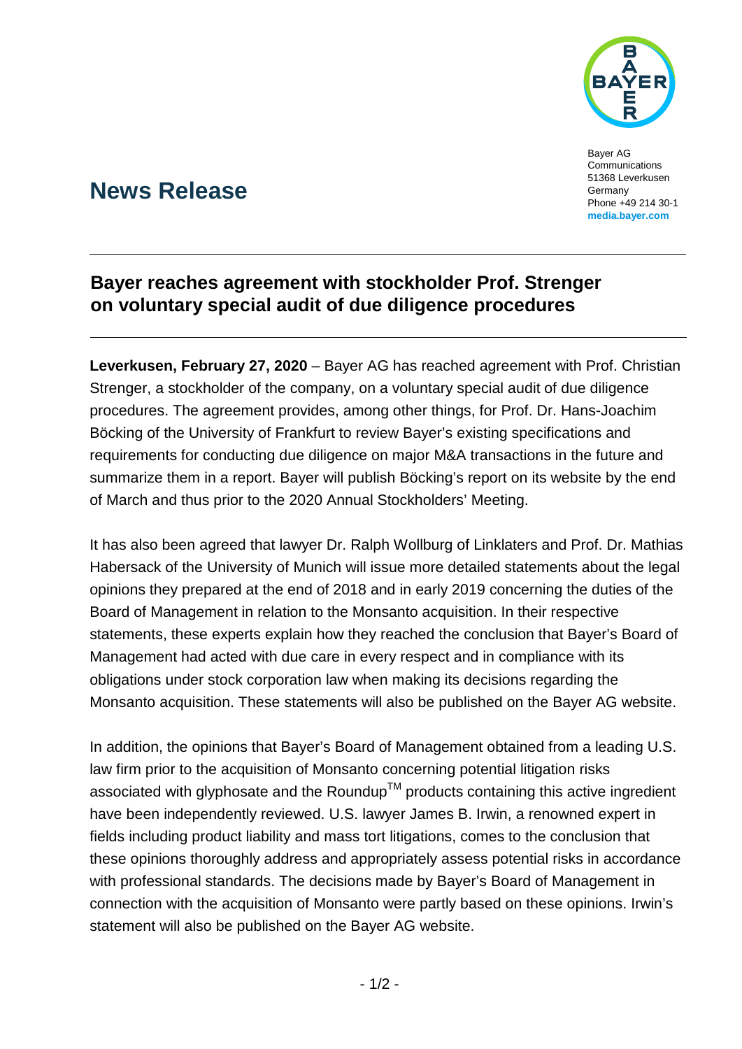Bayer AG
Communications
51368 Leverkusen
Germany
Phone +49 214 30-1
**media.bayer.com**

# News Release

## Bayer reaches agreement with stockholder Prof. Strenger on voluntary special audit of due diligence procedures

**Leverkusen, February 27, 2020** – Bayer AG has reached agreement with Prof. Christian Strenger, a stockholder of the company, on a voluntary special audit of due diligence procedures. The agreement provides, among other things, for Prof. Dr. Hans-Joachim Böcking of the University of Frankfurt to review Bayer's existing specifications and requirements for conducting due diligence on major M&A transactions in the future and summarize them in a report. Bayer will publish Böcking's report on its website by the end of March and thus prior to the 2020 Annual Stockholders' Meeting.

It has also been agreed that lawyer Dr. Ralph Wollburg of Linklaters and Prof. Dr. Mathias Habersack of the University of Munich will issue more detailed statements about the legal opinions they prepared at the end of 2018 and in early 2019 concerning the duties of the Board of Management in relation to the Monsanto acquisition. In their respective statements, these experts explain how they reached the conclusion that Bayer's Board of Management had acted with due care in every respect and in compliance with its obligations under stock corporation law when making its decisions regarding the Monsanto acquisition. These statements will also be published on the Bayer AG website.

In addition, the opinions that Bayer's Board of Management obtained from a leading U.S. law firm prior to the acquisition of Monsanto concerning potential litigation risks associated with glyphosate and the Roundup™ products containing this active ingredient have been independently reviewed. U.S. lawyer James B. Irwin, a renowned expert in fields including product liability and mass tort litigations, comes to the conclusion that these opinions thoroughly address and appropriately assess potential risks in accordance with professional standards. The decisions made by Bayer's Board of Management in connection with the acquisition of Monsanto were partly based on these opinions. Irwin's statement will also be published on the Bayer AG website.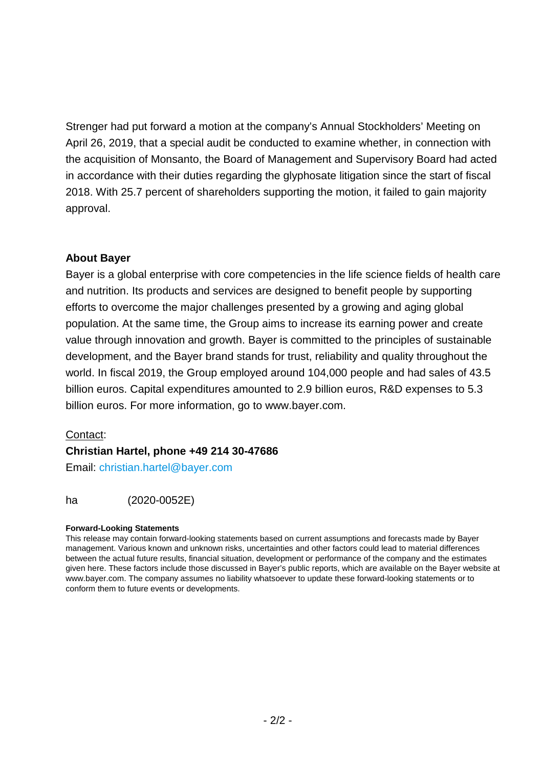Strenger had put forward a motion at the company's Annual Stockholders' Meeting on April 26, 2019, that a special audit be conducted to examine whether, in connection with the acquisition of Monsanto, the Board of Management and Supervisory Board had acted in accordance with their duties regarding the glyphosate litigation since the start of fiscal 2018. With 25.7 percent of shareholders supporting the motion, it failed to gain majority approval.

**About Bayer**

Bayer is a global enterprise with core competencies in the life science fields of health care and nutrition. Its products and services are designed to benefit people by supporting efforts to overcome the major challenges presented by a growing and aging global population. At the same time, the Group aims to increase its earning power and create value through innovation and growth. Bayer is committed to the principles of sustainable development, and the Bayer brand stands for trust, reliability and quality throughout the world. In fiscal 2019, the Group employed around 104,000 people and had sales of 43.5 billion euros. Capital expenditures amounted to 2.9 billion euros, R&D expenses to 5.3 billion euros. For more information, go to www.bayer.com.

Contact:

**Christian Hartel, phone +49 214 30-47686**

Email: christian.hartel@bayer.com

ha (2020-0052E)

**Forward-Looking Statements**

This release may contain forward-looking statements based on current assumptions and forecasts made by Bayer management. Various known and unknown risks, uncertainties and other factors could lead to material differences between the actual future results, financial situation, development or performance of the company and the estimates given here. These factors include those discussed in Bayer's public reports, which are available on the Bayer website at www.bayer.com. The company assumes no liability whatsoever to update these forward-looking statements or to conform them to future events or developments.